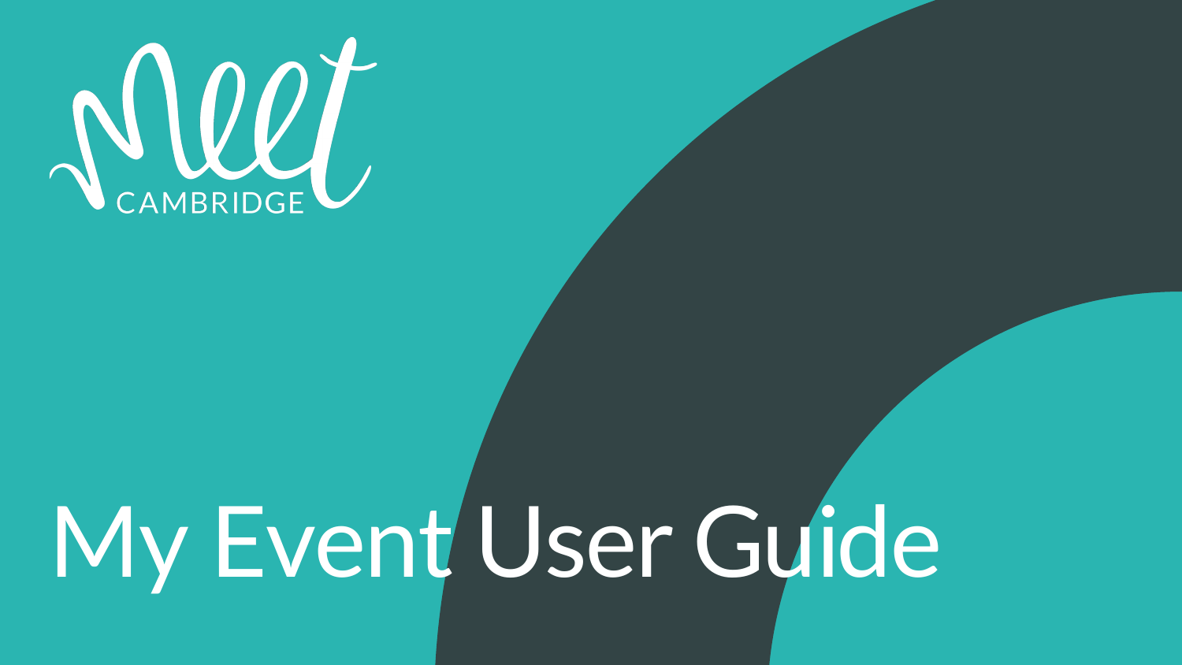Meet CAMBRIDGE

# My Event User Guide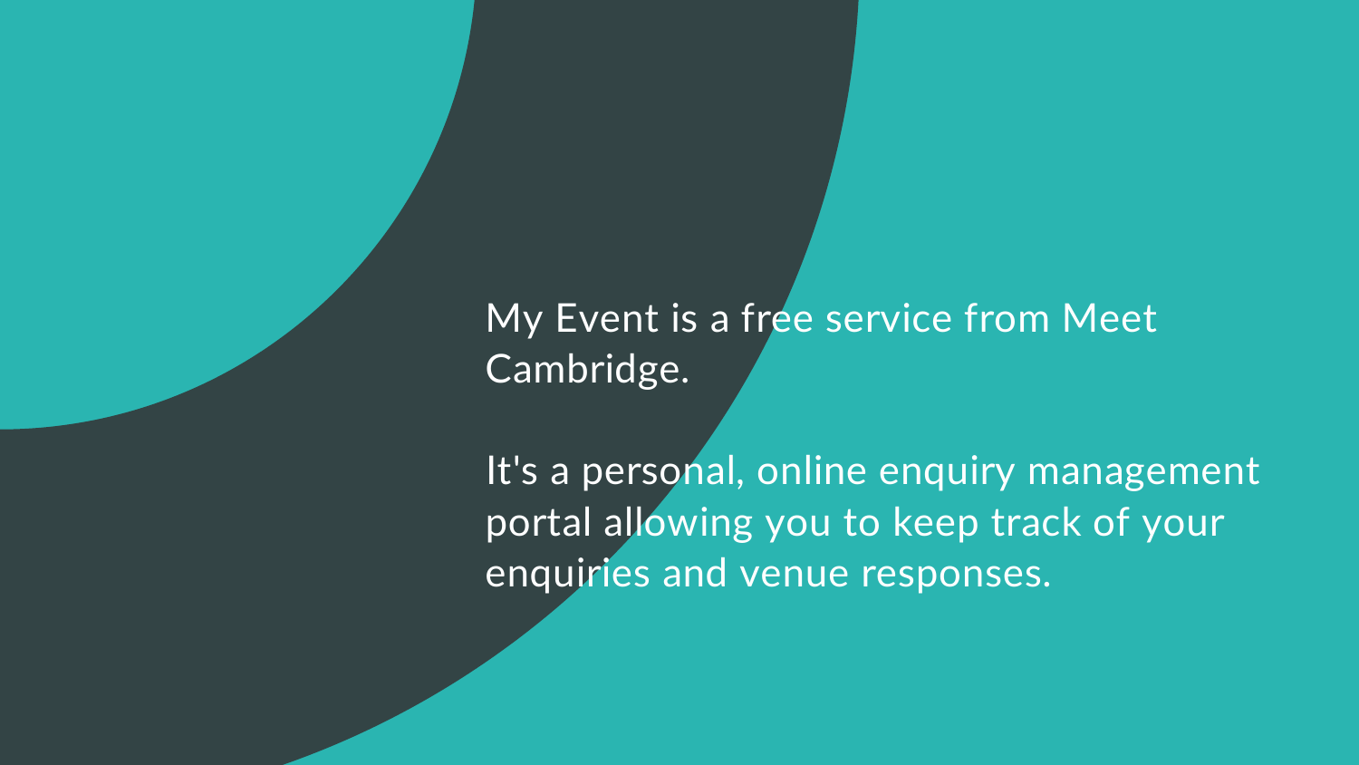My Event is a free service from Meet Cambridge.

It's a personal, online enquiry management portal allowing you to keep track of your enquiries and venue responses.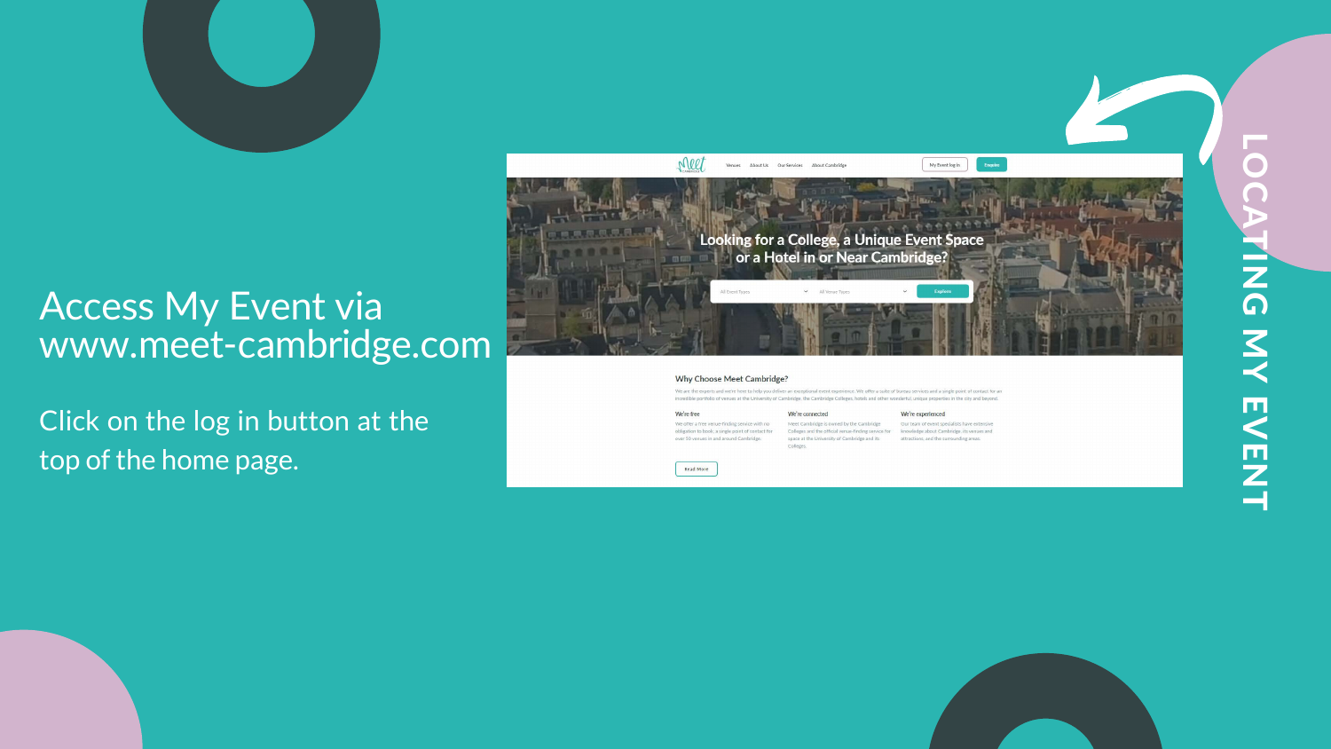# LOCATING MY EVENT

Access My Event via www.meet-cambridge.com

Click on the log in button at the top of the home page.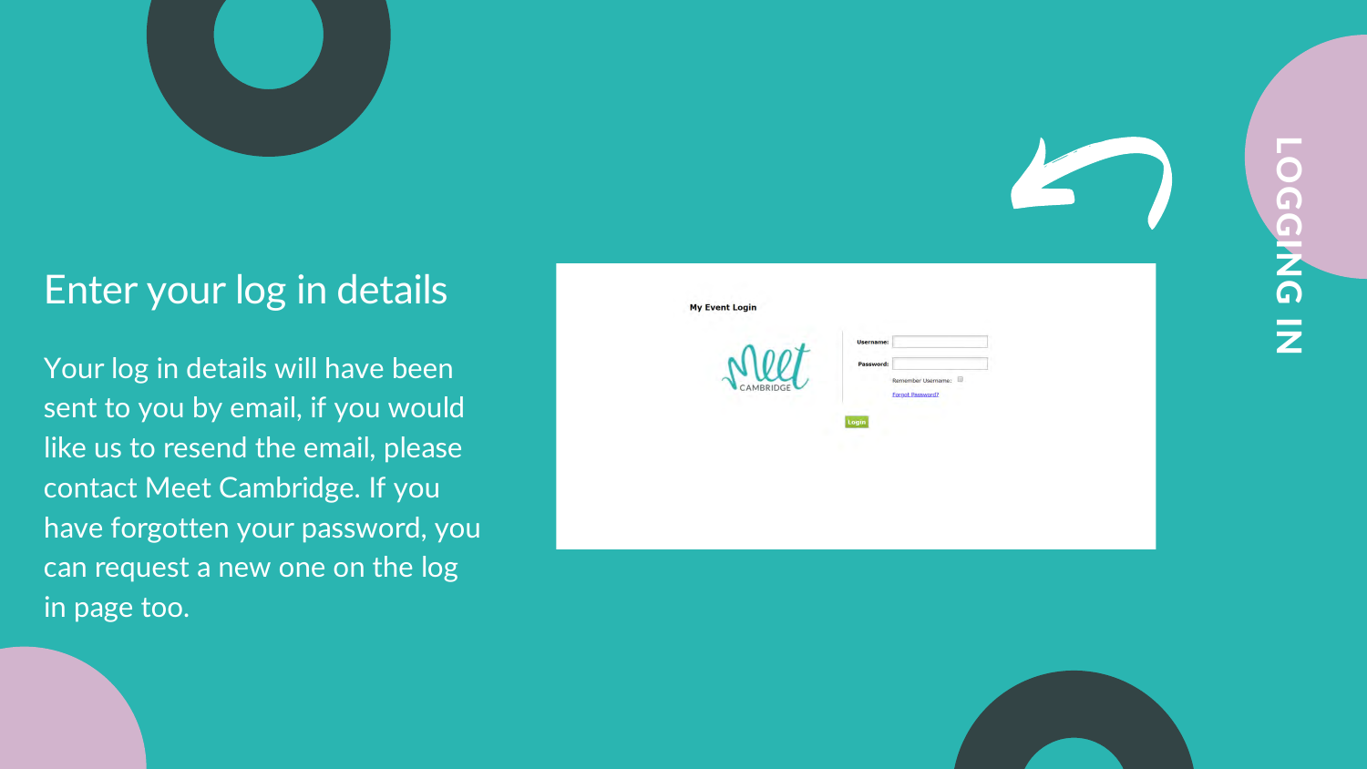LOGGING IN

## Enter your log in details

Your log in details will have been sent to you by email, if you would like us to resend the email, please contact Meet Cambridge. If you have forgotten your password, you can request a new one on the log in page too.

My Event Login

Username:

Password:

Remember Username:

Forgot Password?

Login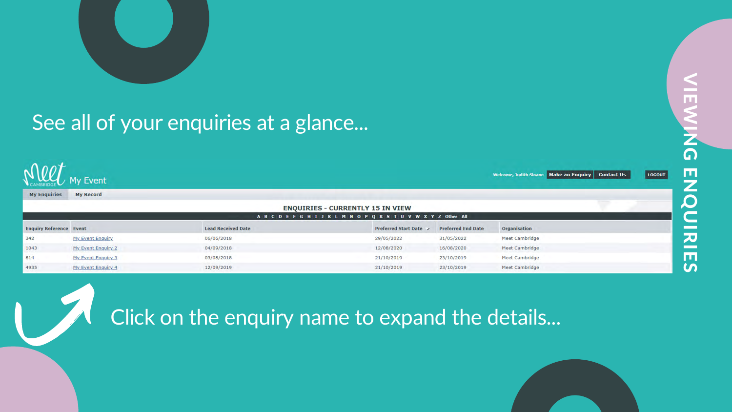# VIEWING ENQUIRIES

See all of your enquiries at a glance...

Meet CAMBRIDGE My Event

Welcome, Judith Sloane | Make an Enquiry | Contact Us | LOGOUT

My Enquiries | My Record

**ENQUIRIES - CURRENTLY 15 IN VIEW**

A B C D E F G H I J K L M N O P Q R S T U V W X Y Z Other All

| Enquiry Reference | Event | Lead Received Date | Preferred Start Date | Preferred End Date | Organisation |
| --- | --- | --- | --- | --- | --- |
| 342 | My Event Enquiry | 06/06/2018 | 29/05/2022 | 31/05/2022 | Meet Cambridge |
| 1043 | My Event Enquiry 2 | 04/09/2018 | 12/08/2020 | 16/08/2020 | Meet Cambridge |
| 814 | My Event Enquiry 3 | 03/08/2018 | 21/10/2019 | 23/10/2019 | Meet Cambridge |
| 4935 | My Event Enquiry 4 | 12/09/2019 | 21/10/2019 | 23/10/2019 | Meet Cambridge |

Click on the enquiry name to expand the details...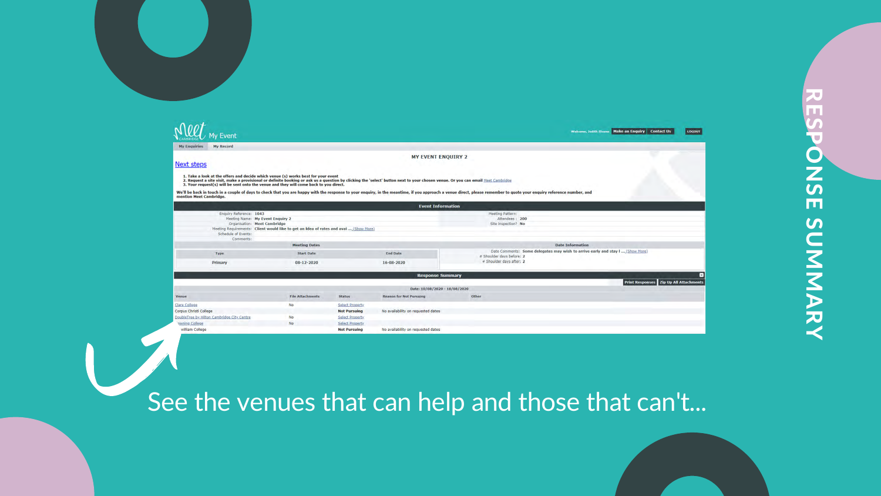# RESPONSE SUMMARY

Meet Cambridge — My Event

Welcome, Judith Shone | Make an Enquiry | Contact Us | LOGOUT

My Enquiries | My Record

**MY EVENT ENQUIRY 2**

Next steps

1. Take a look at the offers and decide which venue (s) works best for your event
2. Request a site visit, make a provisional or definite booking or ask us a question by clicking the 'select' button next to your chosen venue. Or you can email Meet Cambridge
3. Your request(s) will be sent onto the venue and they will come back to you direct.

We'll be back in touch in a couple of days to check that you are happy with the response to your enquiry, in the meantime, if you approach a venue direct, please remember to quote your enquiry reference number, and mention Meet Cambridge.

**Event Information**

Enquiry Reference: 1043
Meeting Name: My Event Enquiry 2
Organisation: Meet Cambridge
Meeting Requirements: Client would like to get an idea of rates and avai ... (Show More)
Schedule of Events:
Comments:
Meeting Pattern:
Attendees: 200
Site Inspection? No

**Meeting Dates**

| Type | Start Date | End Date |
|---|---|---|
| Primary | 08-12-2020 | 16-08-2020 |

**Date Information**

Date Comments: Some delegates may wish to arrive early and stay l ... (Show More)
# Shoulder days before: 2
# Shoulder days after: 2

**Response Summary**

Print Responses | Zip Up All Attachments

Date: 10/08/2020 - 18/08/2020

| Venue | File Attachments | Status | Reason for Not Pursuing | Other |
|---|---|---|---|---|
| Clare College | No | Select Property | | |
| Corpus Christi College | | Not Pursuing | No availability on requested dates | |
| DoubleTree by Hilton Cambridge City Centre | No | Select Property | | |
| ...wning College | No | Select Property | | |
| ...william College | | Not Pursuing | No availability on requested dates | |

See the venues that can help and those that can't...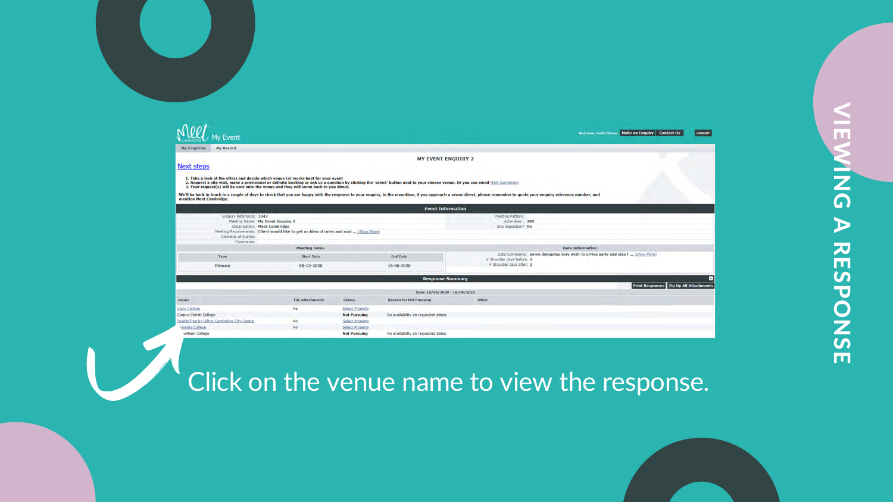# VIEWING A RESPONSE

Meet Cambridge My Event

Welcome, Judith Shone | Make an Enquiry | Contact Us | LOGOUT

My Enquiries | My Record

MY EVENT ENQUIRY 2

Next steps

1. Take a look at the offers and decide which venue (s) works best for your event
2. Request a site visit, make a provisional or definite booking or ask us a question by clicking the 'select' button next to your chosen venue. Or you can email Meet Cambridge
3. Your request(s) will be sent onto the venue and they will come back to you direct.

We'll be back in touch in a couple of days to check that you are happy with the response to your enquiry, in the meantime, if you approach a venue direct, please remember to quote your enquiry reference number, and mention Meet Cambridge.

**Event Information**

Enquiry Reference: 1043
Meeting Name: My Event Enquiry 2
Organisation: Meet Cambridge
Meeting Requirements: Client would like to get an idea of rates and avai ... (Show More)
Schedule of Events:
Comments:

Meeting Pattern:
Attendees: 200
Site Inspection? No

**Meeting Dates**

| Type | Start Date | End Date |
| --- | --- | --- |
| Primary | 08-12-2020 | 16-08-2020 |

**Date Information**

Date Comments: Some delegates may wish to arrive early and stay l ... (Show More)
# Shoulder days before: 2
# Shoulder days after: 2

**Response Summary**

Print Responses | Zip Up All Attachments

Date: 10/08/2020 - 18/08/2020

| Venue | File Attachments | Status | Reason for Not Pursuing | Other |
| --- | --- | --- | --- | --- |
| Clare College | No | Select Property | | |
| Corpus Christi College | | Not Pursuing | No availability on requested dates | |
| DoubleTree by Hilton Cambridge City Centre | No | Select Property | | |
| ...wning College | No | Select Property | | |
| ...william College | | Not Pursuing | No availability on requested dates | |

Click on the venue name to view the response.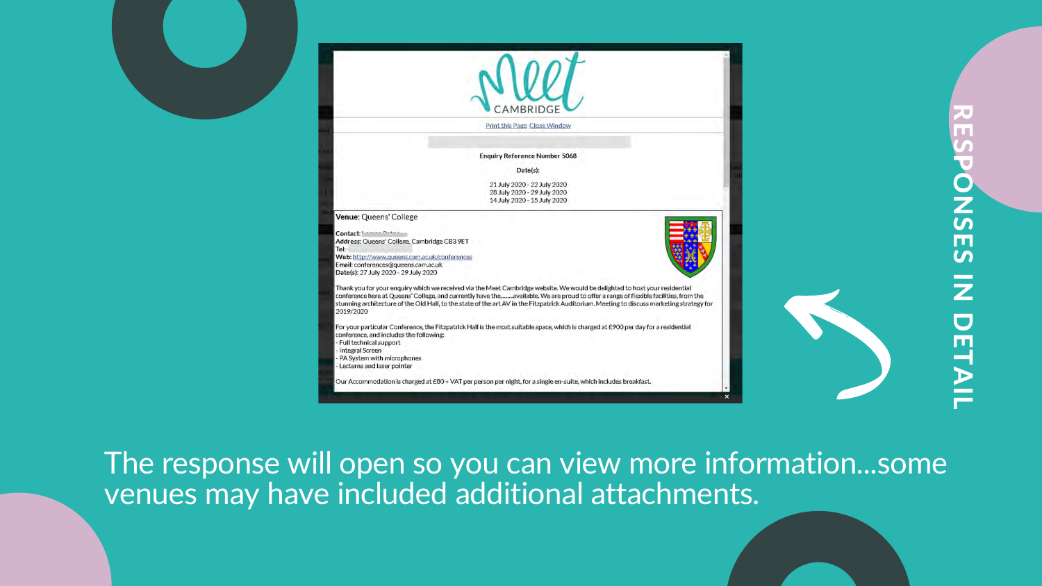# RESPONSES IN DETAIL

Meet CAMBRIDGE

Print this Page Close Window

Enquiry Reference Number 5068

Date(s):

21 July 2020 - 22 July 2020
28 July 2020 - 29 July 2020
14 July 2020 - 15 July 2020

**Venue:** Queens' College

**Contact:**
**Address:** Queens' College, Cambridge CB3 9ET
**Tel:**
**Web:** http://www.queens.cam.ac.uk/conferences
**Email:** conferences@queens.cam.ac.uk
**Date(s):** 27 July 2020 - 29 July 2020

Thank you for your enquiry which we received via the Meet Cambridge website. We would be delighted to host your residential conference here at Queens' College, and currently have the........available. We are proud to offer a range of flexible facilities, from the stunning architecture of the Old Hall, to the state of the art AV in the Fitzpatrick Auditorium. Meeting to discuss marketing strategy for 2019/2020

For your particular Conference, the Fitzpatrick Hall is the most suitable space, which is charged at £900 per day for a residential conference, and includes the following:
- Full technical support
- Integral Screen
- PA System with microphones
- Lecterns and laser pointer

Our Accommodation is charged at £80 + VAT per person per night, for a single en-suite, which includes breakfast.

The response will open so you can view more information...some venues may have included additional attachments.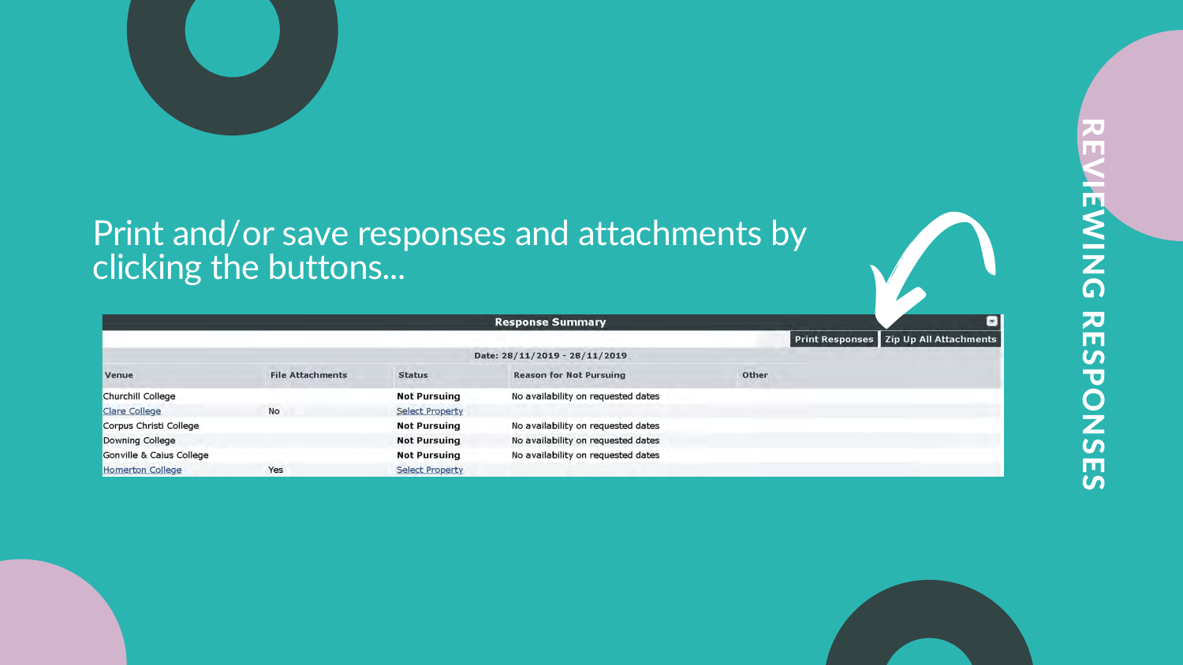# REVIEWING RESPONSES

Print and/or save responses and attachments by clicking the buttons...

**Response Summary**

Print Responses | Zip Up All Attachments

Date: 28/11/2019 - 28/11/2019

| Venue | File Attachments | Status | Reason for Not Pursuing | Other |
| --- | --- | --- | --- | --- |
| Churchill College | | **Not Pursuing** | No availability on requested dates | |
| Clare College | No | Select Property | | |
| Corpus Christi College | | **Not Pursuing** | No availability on requested dates | |
| Downing College | | **Not Pursuing** | No availability on requested dates | |
| Gonville & Caius College | | **Not Pursuing** | No availability on requested dates | |
| Homerton College | Yes | Select Property | | |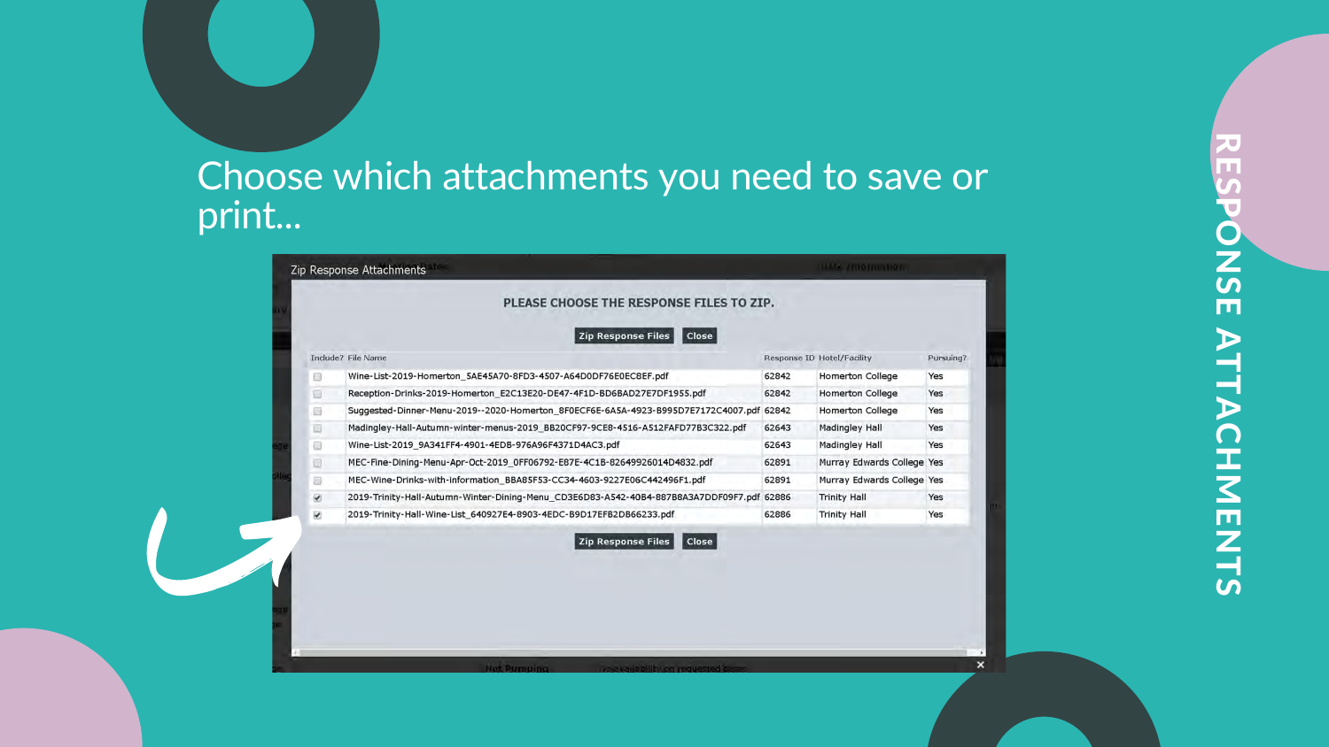# Choose which attachments you need to save or print...

**RESPONSE ATTACHMENTS**

Zip Response Attachments

**PLEASE CHOOSE THE RESPONSE FILES TO ZIP.**

Zip Response Files | Close

| Include? | File Name | Response ID | Hotel/Facility | Pursuing? |
|---|---|---|---|---|
| ☐ | Wine-List-2019-Homerton_5AE45A70-8FD3-4507-A64D0DF76E0EC8EF.pdf | 62842 | Homerton College | Yes |
| ☐ | Reception-Drinks-2019-Homerton_E2C13E20-DE47-4F1D-BD6BAD27E7DF1955.pdf | 62842 | Homerton College | Yes |
| ☐ | Suggested-Dinner-Menu-2019--2020-Homerton_8F0ECF6E-6A5A-4923-B995D7E7172C4007.pdf | 62842 | Homerton College | Yes |
| ☐ | Madingley-Hall-Autumn-winter-menus-2019_BB20CF97-9CE8-4516-A512FAFD77B3C322.pdf | 62643 | Madingley Hall | Yes |
| ☐ | Wine-List-2019_9A341FF4-4901-4EDB-976A96F4371D4AC3.pdf | 62643 | Madingley Hall | Yes |
| ☐ | MEC-Fine-Dining-Menu-Apr-Oct-2019_0FF06792-E87E-4C1B-82649926014D4832.pdf | 62891 | Murray Edwards College | Yes |
| ☐ | MEC-Wine-Drinks-with-information_BBA85F53-CC34-4603-9227E06C442496F1.pdf | 62891 | Murray Edwards College | Yes |
| ☑ | 2019-Trinity-Hall-Autumn-Winter-Dining-Menu_CD3E6D83-A542-40B4-887B8A3A7DDF09F7.pdf | 62886 | Trinity Hall | Yes |
| ☑ | 2019-Trinity-Hall-Wine-List_640927E4-8903-4EDC-B9D17EFB2DB66233.pdf | 62886 | Trinity Hall | Yes |

Zip Response Files | Close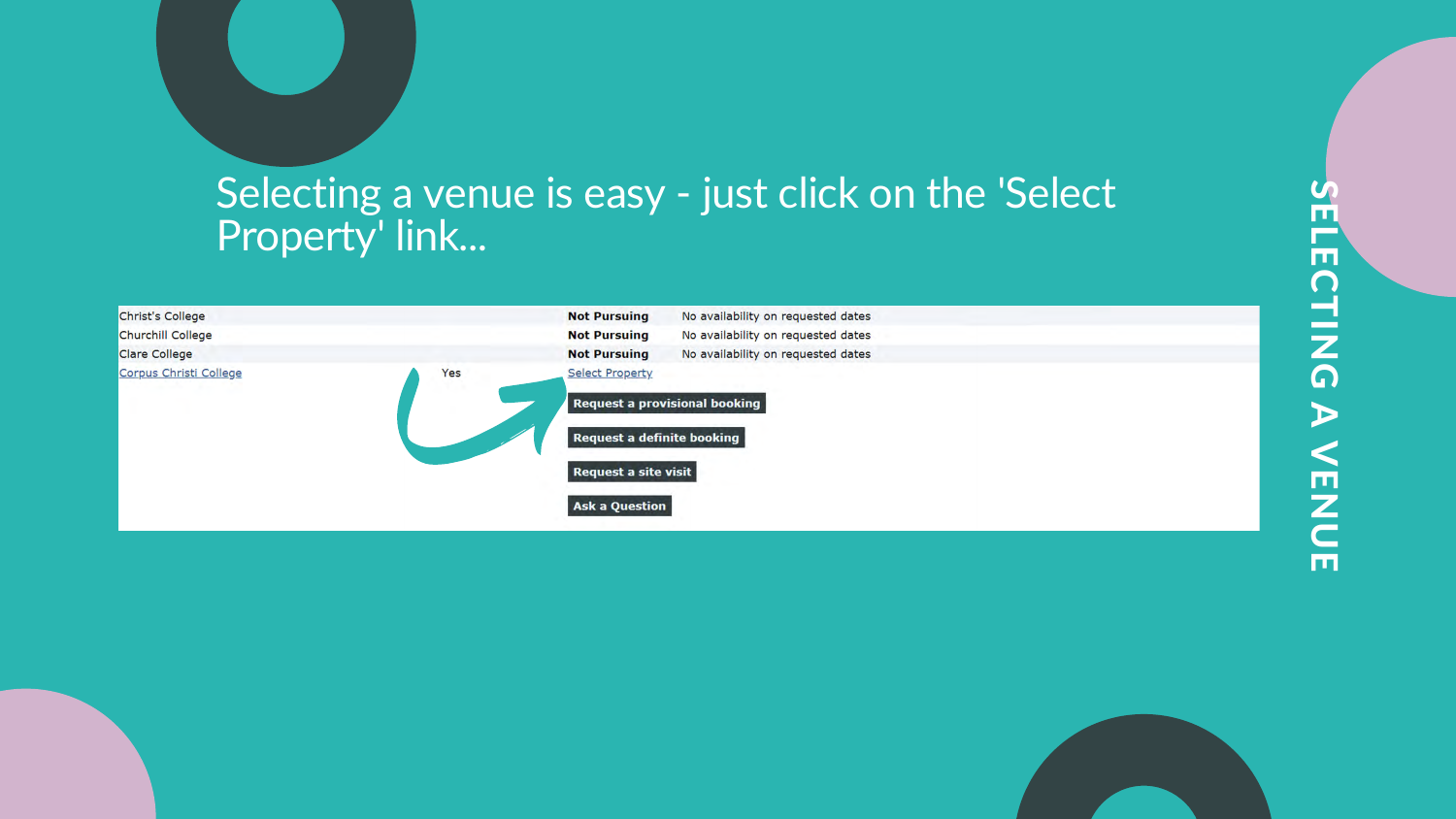# SELECTING A VENUE

Selecting a venue is easy - just click on the 'Select Property' link...

| | | | |
|---|---|---|---|
| Christ's College | | **Not Pursuing** | No availability on requested dates |
| Churchill College | | **Not Pursuing** | No availability on requested dates |
| Clare College | | **Not Pursuing** | No availability on requested dates |
| Corpus Christi College | Yes | Select Property | |

**Request a provisional booking**

**Request a definite booking**

**Request a site visit**

**Ask a Question**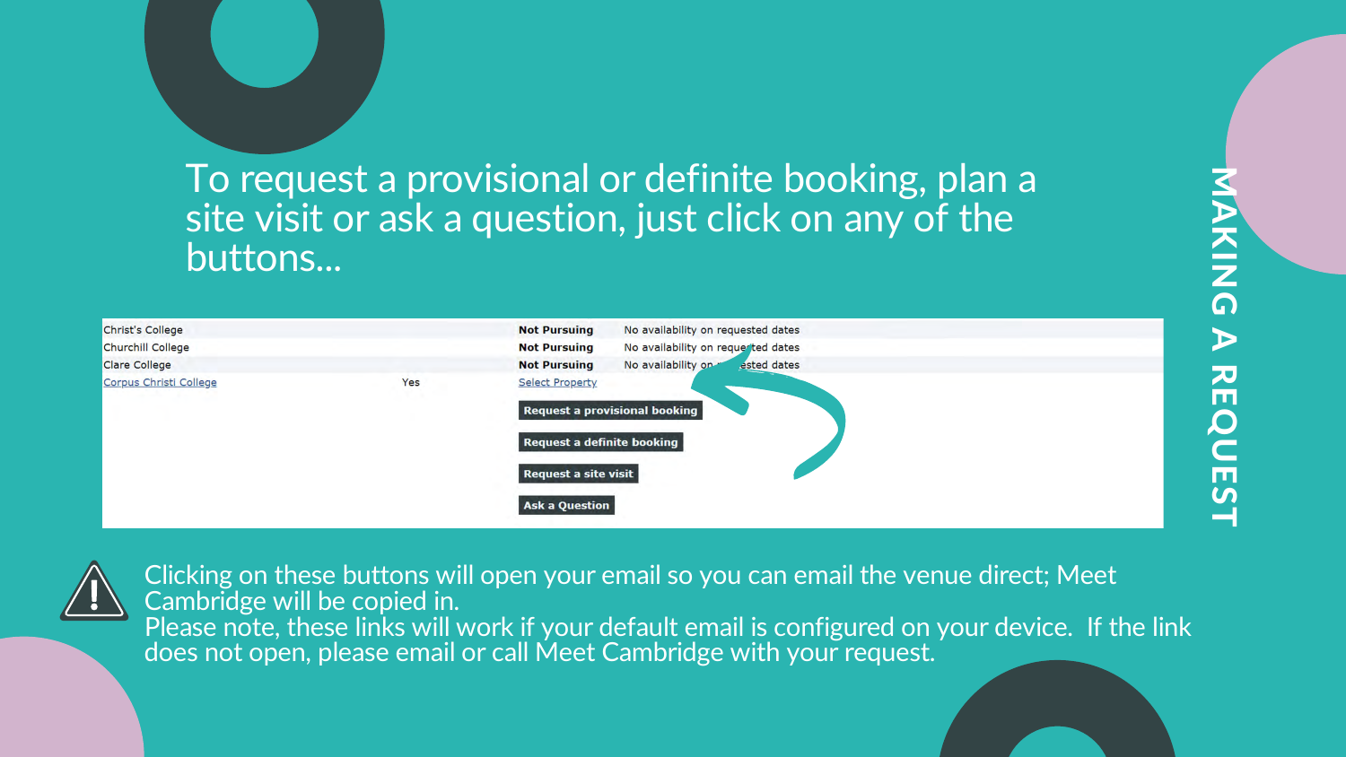# MAKING A REQUEST

To request a provisional or definite booking, plan a site visit or ask a question, just click on any of the buttons...

| | | | |
|---|---|---|---|
| Christ's College | | **Not Pursuing** | No availability on requested dates |
| Churchill College | | **Not Pursuing** | No availability on requested dates |
| Clare College | | **Not Pursuing** | No availability on requested dates |
| Corpus Christi College | Yes | Select Property | |

**Request a provisional booking**

**Request a definite booking**

**Request a site visit**

**Ask a Question**

Clicking on these buttons will open your email so you can email the venue direct; Meet Cambridge will be copied in.
Please note, these links will work if your default email is configured on your device. If the link does not open, please email or call Meet Cambridge with your request.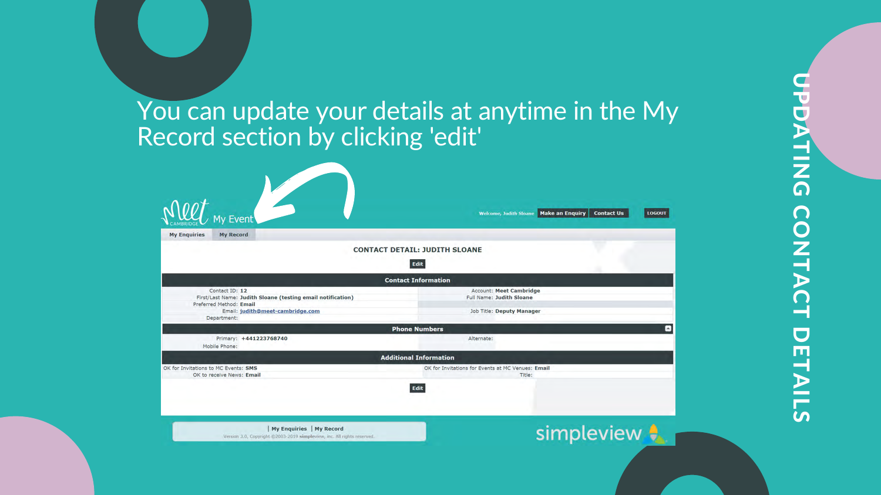# UPDATING CONTACT DETAILS

You can update your details at anytime in the My Record section by clicking 'edit'

Meet CAMBRIDGE My Event

Welcome, Judith Sloane | Make an Enquiry | Contact Us | LOGOUT

My Enquiries | My Record

**CONTACT DETAIL: JUDITH SLOANE**

Edit

**Contact Information**

| | | | |
|---|---|---|---|
| Contact ID: | 12 | Account: | Meet Cambridge |
| First/Last Name: | Judith Sloane (testing email notification) | Full Name: | Judith Sloane |
| Preferred Method: | Email | | |
| Email: | judith@meet-cambridge.com | Job Title: | Deputy Manager |
| Department: | | | |

**Phone Numbers**

| | | | |
|---|---|---|---|
| Primary: | +441223768740 | Alternate: | |
| Mobile Phone: | | | |

**Additional Information**

| | | | |
|---|---|---|---|
| OK for Invitations to MC Events: | SMS | OK for Invitations for Events at MC Venues: | Email |
| OK to receive News: | Email | Title: | |

Edit

| My Enquiries | My Record

Version 3.0, Copyright ©2003-2019 simpleview, inc. All rights reserved.

simpleview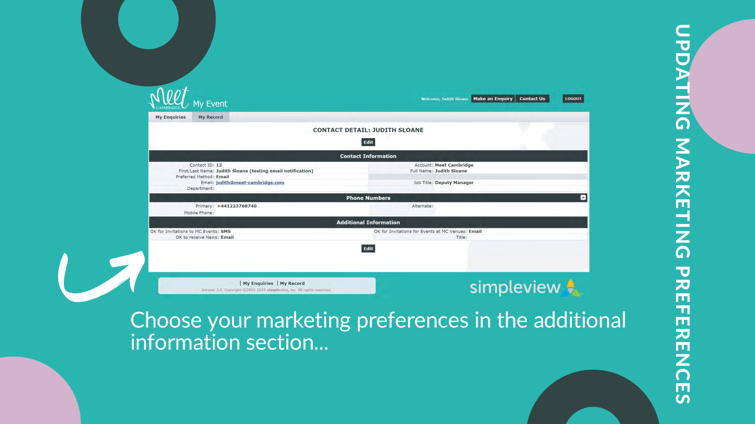# UPDATING MARKETING PREFERENCES

Meet CAMBRIDGE My Event

Welcome, Judith Sloane | Make an Enquiry | Contact Us | LOGOUT

My Enquiries | My Record

**CONTACT DETAIL: JUDITH SLOANE**

Edit

**Contact Information**

| | | | |
|---|---|---|---|
| Contact ID: | 12 | Account: | Meet Cambridge |
| First/Last Name: | Judith Sloane (testing email notification) | Full Name: | Judith Sloane |
| Preferred Method: | Email | | |
| Email: | judith@meet-cambridge.com | Job Title: | Deputy Manager |
| Department: | | | |

**Phone Numbers**

| | | | |
|---|---|---|---|
| Primary: | +441223768740 | Alternate: | |
| Mobile Phone: | | | |

**Additional Information**

| | | | |
|---|---|---|---|
| OK for Invitations to MC Events: | SMS | OK for Invitations for Events at MC Venues: | Email |
| OK to receive News: | Email | Title: | |

Edit

| My Enquiries | My Record

Version 3.0, Copyright ©2003-2019 simpleview, inc. All rights reserved.

simpleview

Choose your marketing preferences in the additional information section...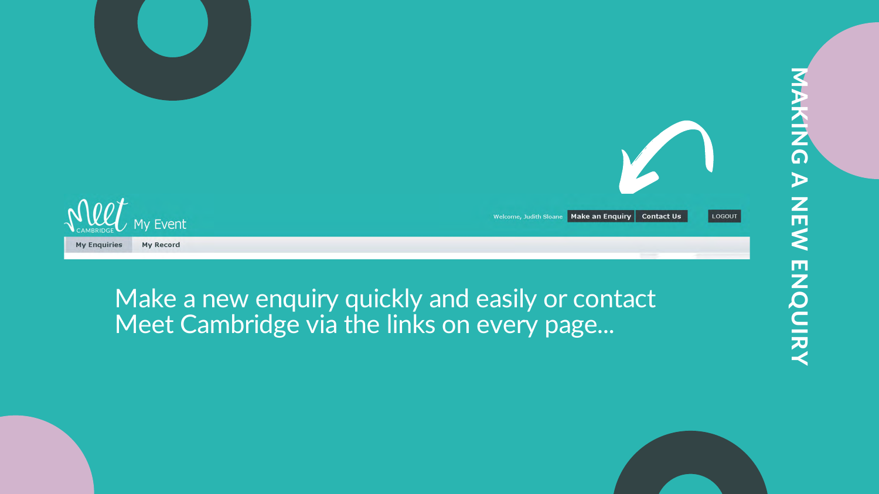# MAKING A NEW ENQUIRY

Meet CAMBRIDGE My Event

Welcome, Judith Sloane | Make an Enquiry | Contact Us | LOGOUT

My Enquiries | My Record

Make a new enquiry quickly and easily or contact Meet Cambridge via the links on every page...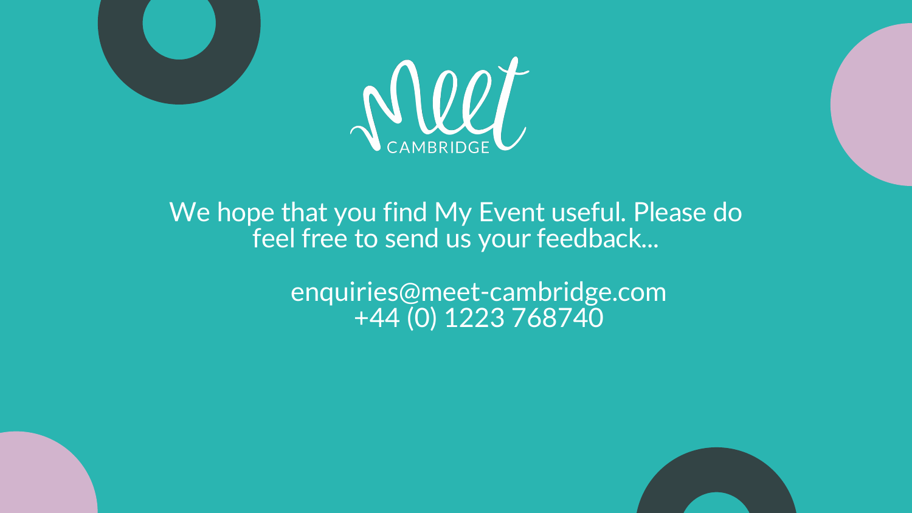Meet CAMBRIDGE

We hope that you find My Event useful. Please do feel free to send us your feedback...

enquiries@meet-cambridge.com
+44 (0) 1223 768740